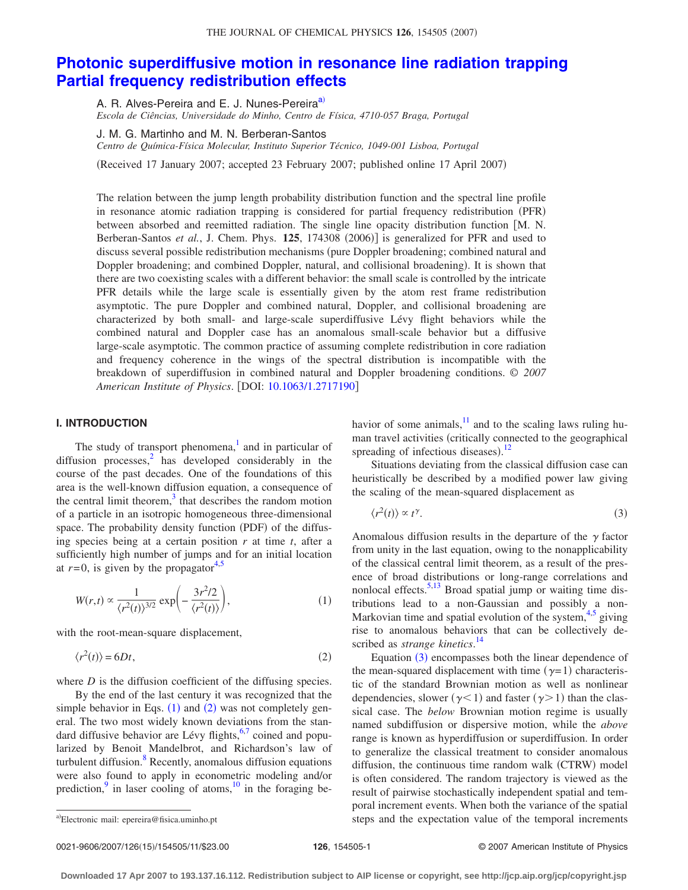# Photonic superdiffusive motion in resonance line radiation trapping Partial frequency redistribution effects

A. R. Alves-Pereira and E. J. Nunes-Pereira[a)]
*Escola de Ciências, Universidade do Minho, Centro de Física, 4710-057 Braga, Portugal*

J. M. G. Martinho and M. N. Berberan-Santos
*Centro de Química-Física Molecular, Instituto Superior Técnico, 1049-001 Lisboa, Portugal*

(Received 17 January 2007; accepted 23 February 2007; published online 17 April 2007)

The relation between the jump length probability distribution function and the spectral line profile in resonance atomic radiation trapping is considered for partial frequency redistribution (PFR) between absorbed and reemitted radiation. The single line opacity distribution function [M. N. Berberan-Santos *et al.*, J. Chem. Phys. **125**, 174308 (2006)] is generalized for PFR and used to discuss several possible redistribution mechanisms (pure Doppler broadening; combined natural and Doppler broadening; and combined Doppler, natural, and collisional broadening). It is shown that there are two coexisting scales with a different behavior: the small scale is controlled by the intricate PFR details while the large scale is essentially given by the atom rest frame redistribution asymptotic. The pure Doppler and combined natural, Doppler, and collisional broadening are characterized by both small- and large-scale superdiffusive Lévy flight behaviors while the combined natural and Doppler case has an anomalous small-scale behavior but a diffusive large-scale asymptotic. The common practice of assuming complete redistribution in core radiation and frequency coherence in the wings of the spectral distribution is incompatible with the breakdown of superdiffusion in combined natural and Doppler broadening conditions. © *2007 American Institute of Physics*. [DOI: 10.1063/1.2717190]

## I. INTRODUCTION

The study of transport phenomena,[1] and in particular of diffusion processes,[2] has developed considerably in the course of the past decades. One of the foundations of this area is the well-known diffusion equation, a consequence of the central limit theorem,[3] that describes the random motion of a particle in an isotropic homogeneous three-dimensional space. The probability density function (PDF) of the diffusing species being at a certain position $r$ at time $t$, after a sufficiently high number of jumps and for an initial location at $r=0$, is given by the propagator[4,5]

$$W(r,t) \propto \frac{1}{\langle r^2(t)\rangle^{3/2}} \exp\left(-\frac{3r^2/2}{\langle r^2(t)\rangle}\right), \tag{1}$$

with the root-mean-square displacement,

$$\langle r^2(t)\rangle = 6Dt, \tag{2}$$

where $D$ is the diffusion coefficient of the diffusing species.

By the end of the last century it was recognized that the simple behavior in Eqs. (1) and (2) was not completely general. The two most widely known deviations from the standard diffusive behavior are Lévy flights,[6,7] coined and popularized by Benoit Mandelbrot, and Richardson's law of turbulent diffusion.[8] Recently, anomalous diffusion equations were also found to apply in econometric modeling and/or prediction,[9] in laser cooling of atoms,[10] in the foraging behavior of some animals,[11] and to the scaling laws ruling human travel activities (critically connected to the geographical spreading of infectious diseases).[12]

Situations deviating from the classical diffusion case can heuristically be described by a modified power law giving the scaling of the mean-squared displacement as

$$\langle r^2(t)\rangle \propto t^{\gamma}. \tag{3}$$

Anomalous diffusion results in the departure of the $\gamma$ factor from unity in the last equation, owing to the nonapplicability of the classical central limit theorem, as a result of the presence of broad distributions or long-range correlations and nonlocal effects.[5,13] Broad spatial jump or waiting time distributions lead to a non-Gaussian and possibly a non-Markovian time and spatial evolution of the system,[4,5] giving rise to anomalous behaviors that can be collectively described as *strange kinetics*.[14]

Equation (3) encompasses both the linear dependence of the mean-squared displacement with time ($\gamma=1$) characteristic of the standard Brownian motion as well as nonlinear dependencies, slower ($\gamma<1$) and faster ($\gamma>1$) than the classical case. The *below* Brownian motion regime is usually named subdiffusion or dispersive motion, while the *above* range is known as hyperdiffusion or superdiffusion. In order to generalize the classical treatment to consider anomalous diffusion, the continuous time random walk (CTRW) model is often considered. The random trajectory is viewed as the result of pairwise stochastically independent spatial and temporal increment events. When both the variance of the spatial steps and the expectation value of the temporal increments

[a)]Electronic mail: epereira@fisica.uminho.pt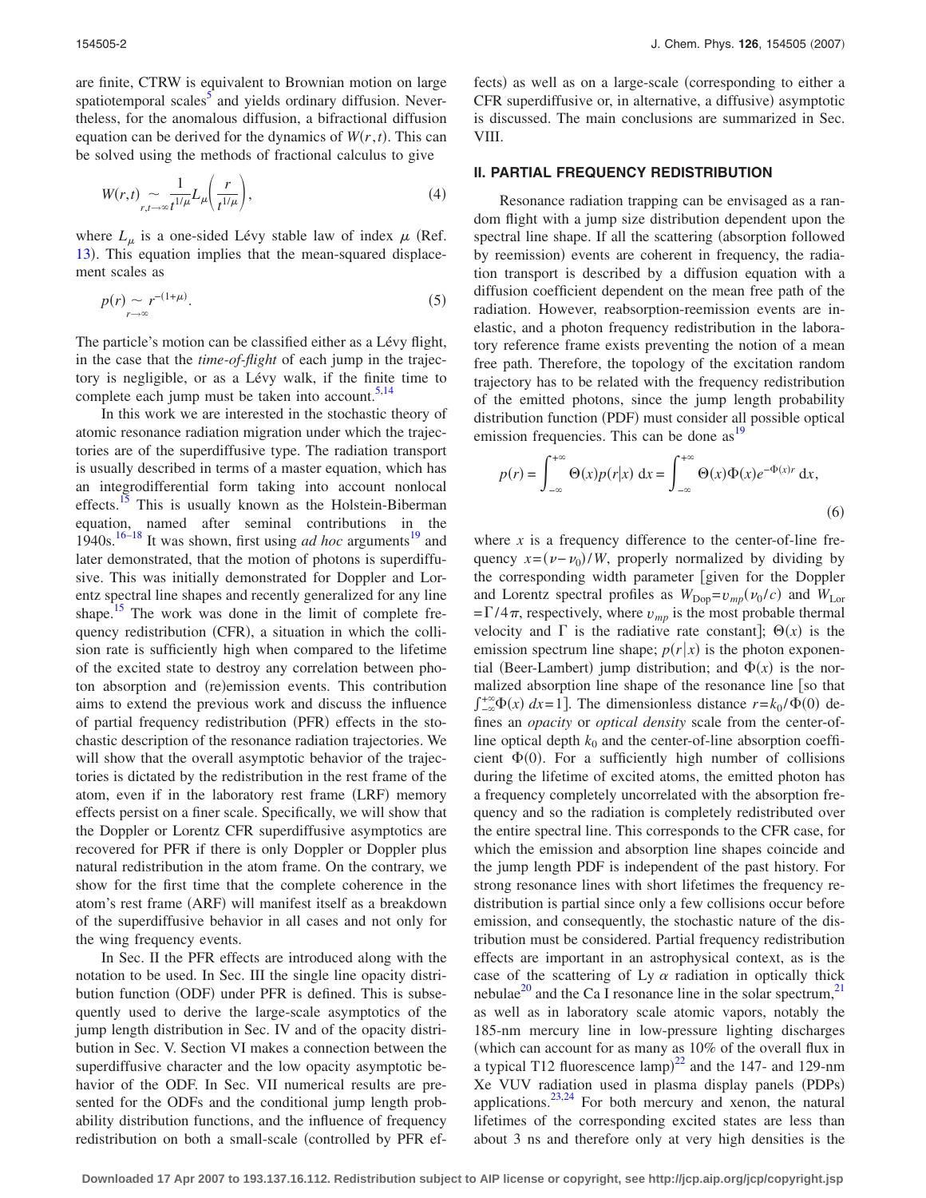are finite, CTRW is equivalent to Brownian motion on large spatiotemporal scales[5] and yields ordinary diffusion. Nevertheless, for the anomalous diffusion, a bifractional diffusion equation can be derived for the dynamics of $W(r,t)$. This can be solved using the methods of fractional calculus to give

$$W(r,t) \underset{r,t\to\infty}{\sim} \frac{1}{t^{1/\mu}} L_\mu\left(\frac{r}{t^{1/\mu}}\right), \tag{4}$$

where $L_\mu$ is a one-sided Lévy stable law of index $\mu$ (Ref. 13). This equation implies that the mean-squared displacement scales as

$$p(r) \underset{r\to\infty}{\sim} r^{-(1+\mu)}. \tag{5}$$

The particle's motion can be classified either as a Lévy flight, in the case that the *time-of-flight* of each jump in the trajectory is negligible, or as a Lévy walk, if the finite time to complete each jump must be taken into account.[5,14]

In this work we are interested in the stochastic theory of atomic resonance radiation migration under which the trajectories are of the superdiffusive type. The radiation transport is usually described in terms of a master equation, which has an integrodifferential form taking into account nonlocal effects.[15] This is usually known as the Holstein-Biberman equation, named after seminal contributions in the 1940s.[16–18] It was shown, first using *ad hoc* arguments[19] and later demonstrated, that the motion of photons is superdiffusive. This was initially demonstrated for Doppler and Lorentz spectral line shapes and recently generalized for any line shape.[15] The work was done in the limit of complete frequency redistribution (CFR), a situation in which the collision rate is sufficiently high when compared to the lifetime of the excited state to destroy any correlation between photon absorption and (re)emission events. This contribution aims to extend the previous work and discuss the influence of partial frequency redistribution (PFR) effects in the stochastic description of the resonance radiation trajectories. We will show that the overall asymptotic behavior of the trajectories is dictated by the redistribution in the rest frame of the atom, even if in the laboratory rest frame (LRF) memory effects persist on a finer scale. Specifically, we will show that the Doppler or Lorentz CFR superdiffusive asymptotics are recovered for PFR if there is only Doppler or Doppler plus natural redistribution in the atom frame. On the contrary, we show for the first time that the complete coherence in the atom's rest frame (ARF) will manifest itself as a breakdown of the superdiffusive behavior in all cases and not only for the wing frequency events.

In Sec. II the PFR effects are introduced along with the notation to be used. In Sec. III the single line opacity distribution function (ODF) under PFR is defined. This is subsequently used to derive the large-scale asymptotics of the jump length distribution in Sec. IV and of the opacity distribution in Sec. V. Section VI makes a connection between the superdiffusive character and the low opacity asymptotic behavior of the ODF. In Sec. VII numerical results are presented for the ODFs and the conditional jump length probability distribution functions, and the influence of frequency redistribution on both a small-scale (controlled by PFR effects) as well as on a large-scale (corresponding to either a CFR superdiffusive or, in alternative, a diffusive) asymptotic is discussed. The main conclusions are summarized in Sec. VIII.

## II. PARTIAL FREQUENCY REDISTRIBUTION

Resonance radiation trapping can be envisaged as a random flight with a jump size distribution dependent upon the spectral line shape. If all the scattering (absorption followed by reemission) events are coherent in frequency, the radiation transport is described by a diffusion equation with a diffusion coefficient dependent on the mean free path of the radiation. However, reabsorption-reemission events are inelastic, and a photon frequency redistribution in the laboratory reference frame exists preventing the notion of a mean free path. Therefore, the topology of the excitation random trajectory has to be related with the frequency redistribution of the emitted photons, since the jump length probability distribution function (PDF) must consider all possible optical emission frequencies. This can be done as[19]

$$p(r) = \int_{-\infty}^{+\infty} \Theta(x) p(r|x)\, \mathrm{d}x = \int_{-\infty}^{+\infty} \Theta(x)\Phi(x) e^{-\Phi(x) r}\, \mathrm{d}x, \tag{6}$$

where $x$ is a frequency difference to the center-of-line frequency $x=(\nu-\nu_0)/W$, properly normalized by dividing by the corresponding width parameter [given for the Doppler and Lorentz spectral profiles as $W_{\mathrm{Dop}}=v_{mp}(\nu_0/c)$ and $W_{\mathrm{Lor}}=\Gamma/4\pi$, respectively, where $v_{mp}$ is the most probable thermal velocity and $\Gamma$ is the radiative rate constant]; $\Theta(x)$ is the emission spectrum line shape; $p(r|x)$ is the photon exponential (Beer-Lambert) jump distribution; and $\Phi(x)$ is the normalized absorption line shape of the resonance line [so that $\int_{-\infty}^{+\infty}\Phi(x)\, dx=1$]. The dimensionless distance $r=k_0/\Phi(0)$ defines an *opacity* or *optical density* scale from the center-of-line optical depth $k_0$ and the center-of-line absorption coefficient $\Phi(0)$. For a sufficiently high number of collisions during the lifetime of excited atoms, the emitted photon has a frequency completely uncorrelated with the absorption frequency and so the radiation is completely redistributed over the entire spectral line. This corresponds to the CFR case, for which the emission and absorption line shapes coincide and the jump length PDF is independent of the past history. For strong resonance lines with short lifetimes the frequency redistribution is partial since only a few collisions occur before emission, and consequently, the stochastic nature of the distribution must be considered. Partial frequency redistribution effects are important in an astrophysical context, as is the case of the scattering of Ly $\alpha$ radiation in optically thick nebulae[20] and the Ca I resonance line in the solar spectrum,[21] as well as in laboratory scale atomic vapors, notably the 185-nm mercury line in low-pressure lighting discharges (which can account for as many as 10% of the overall flux in a typical T12 fluorescence lamp)[22] and the 147- and 129-nm Xe VUV radiation used in plasma display panels (PDPs) applications.[23,24] For both mercury and xenon, the natural lifetimes of the corresponding excited states are less than about 3 ns and therefore only at very high densities is the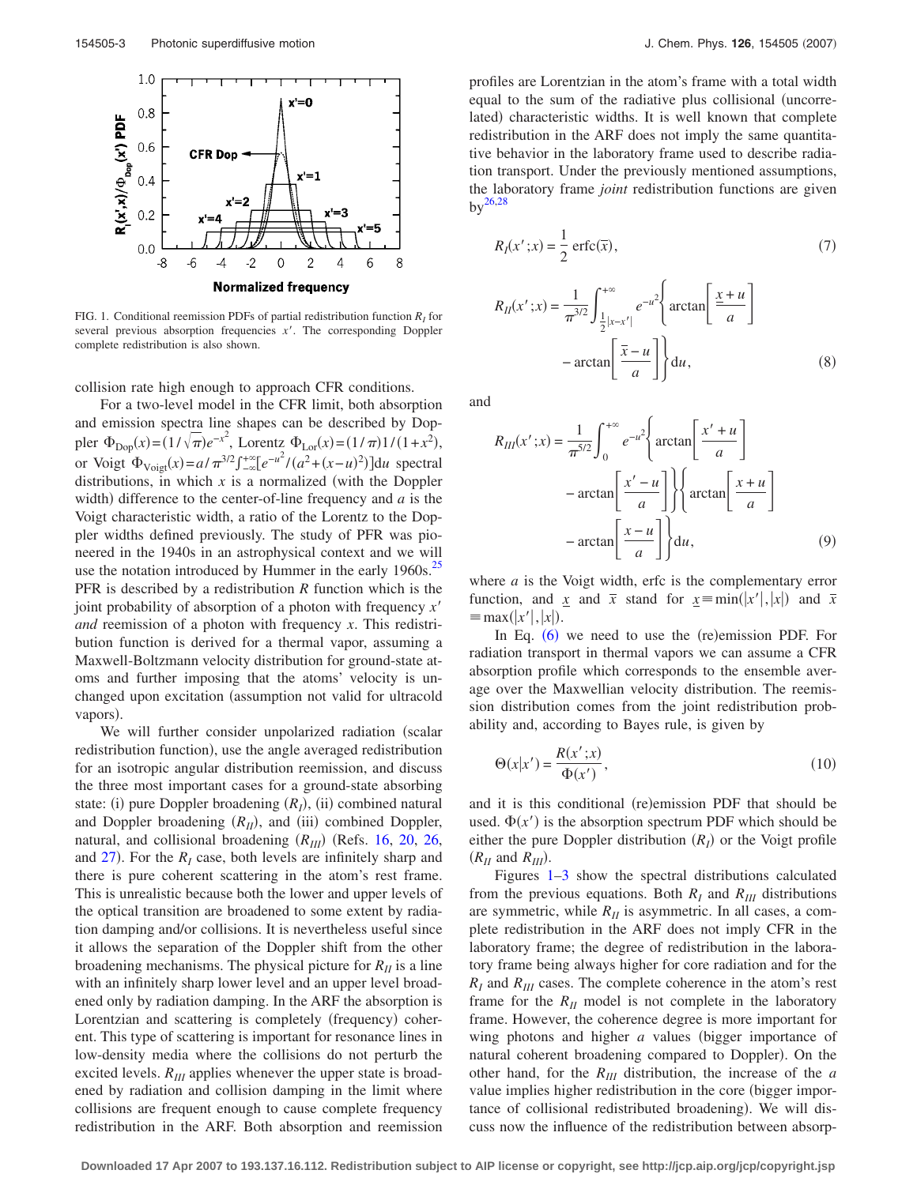FIG. 1. Conditional reemission PDFs of partial redistribution function $R_I$ for several previous absorption frequencies $x'$. The corresponding Doppler complete redistribution is also shown.

collision rate high enough to approach CFR conditions.

For a two-level model in the CFR limit, both absorption and emission spectra line shapes can be described by Doppler $\Phi_{\mathrm{Dop}}(x)=(1/\sqrt{\pi})e^{-x^2}$, Lorentz $\Phi_{\mathrm{Lor}}(x)=(1/\pi)1/(1+x^2)$, or Voigt $\Phi_{\mathrm{Voigt}}(x)=a/\pi^{3/2}\int_{-\infty}^{+\infty}[e^{-u^2}/(a^2+(x-u)^2)]\mathrm{d}u$ spectral distributions, in which $x$ is a normalized (with the Doppler width) difference to the center-of-line frequency and $a$ is the Voigt characteristic width, a ratio of the Lorentz to the Doppler widths defined previously. The study of PFR was pioneered in the 1940s in an astrophysical context and we will use the notation introduced by Hummer in the early 1960s.[25] PFR is described by a redistribution $R$ function which is the joint probability of absorption of a photon with frequency $x'$ *and* reemission of a photon with frequency $x$. This redistribution function is derived for a thermal vapor, assuming a Maxwell-Boltzmann velocity distribution for ground-state atoms and further imposing that the atoms' velocity is unchanged upon excitation (assumption not valid for ultracold vapors).

We will further consider unpolarized radiation (scalar redistribution function), use the angle averaged redistribution for an isotropic angular distribution reemission, and discuss the three most important cases for a ground-state absorbing state: (i) pure Doppler broadening ($R_I$), (ii) combined natural and Doppler broadening ($R_{II}$), and (iii) combined Doppler, natural, and collisional broadening ($R_{III}$) (Refs. 16, 20, 26, and 27). For the $R_I$ case, both levels are infinitely sharp and there is pure coherent scattering in the atom's rest frame. This is unrealistic because both the lower and upper levels of the optical transition are broadened to some extent by radiation damping and/or collisions. It is nevertheless useful since it allows the separation of the Doppler shift from the other broadening mechanisms. The physical picture for $R_{II}$ is a line with an infinitely sharp lower level and an upper level broadened only by radiation damping. In the ARF the absorption is Lorentzian and scattering is completely (frequency) coherent. This type of scattering is important for resonance lines in low-density media where the collisions do not perturb the excited levels. $R_{III}$ applies whenever the upper state is broadened by radiation and collision damping in the limit where collisions are frequent enough to cause complete frequency redistribution in the ARF. Both absorption and reemission profiles are Lorentzian in the atom's frame with a total width equal to the sum of the radiative plus collisional (uncorrelated) characteristic widths. It is well known that complete redistribution in the ARF does not imply the same quantitative behavior in the laboratory frame used to describe radiation transport. Under the previously mentioned assumptions, the laboratory frame *joint* redistribution functions are given by[26,28]

$$R_I(x';x)=\frac{1}{2}\,\mathrm{erfc}(\bar{x}), \tag{7}$$

$$R_{II}(x';x)=\frac{1}{\pi^{3/2}}\int_{\frac{1}{2}|x-x'|}^{+\infty}e^{-u^2}\left\{\arctan\left[\frac{\underline{x}+u}{a}\right]-\arctan\left[\frac{\bar{x}-u}{a}\right]\right\}\mathrm{d}u, \tag{8}$$

and

$$R_{III}(x';x)=\frac{1}{\pi^{5/2}}\int_{0}^{+\infty}e^{-u^2}\left\{\arctan\left[\frac{x'+u}{a}\right]-\arctan\left[\frac{x'-u}{a}\right]\right\}\left\{\arctan\left[\frac{x+u}{a}\right]-\arctan\left[\frac{x-u}{a}\right]\right\}\mathrm{d}u, \tag{9}$$

where $a$ is the Voigt width, erfc is the complementary error function, and $\underline{x}$ and $\bar{x}$ stand for $\underline{x}\equiv\min(|x'|,|x|)$ and $\bar{x}\equiv\max(|x'|,|x|)$.

In Eq. (6) we need to use the (re)emission PDF. For radiation transport in thermal vapors we can assume a CFR absorption profile which corresponds to the ensemble average over the Maxwellian velocity distribution. The reemission distribution comes from the joint redistribution probability and, according to Bayes rule, is given by

$$\Theta(x|x')=\frac{R(x';x)}{\Phi(x')}, \tag{10}$$

and it is this conditional (re)emission PDF that should be used. $\Phi(x')$ is the absorption spectrum PDF which should be either the pure Doppler distribution ($R_I$) or the Voigt profile ($R_{II}$ and $R_{III}$).

Figures 1–3 show the spectral distributions calculated from the previous equations. Both $R_I$ and $R_{III}$ distributions are symmetric, while $R_{II}$ is asymmetric. In all cases, a complete redistribution in the ARF does not imply CFR in the laboratory frame; the degree of redistribution in the laboratory frame being always higher for core radiation and for the $R_I$ and $R_{III}$ cases. The complete coherence in the atom's rest frame for the $R_{II}$ model is not complete in the laboratory frame. However, the coherence degree is more important for wing photons and higher $a$ values (bigger importance of natural coherent broadening compared to Doppler). On the other hand, for the $R_{III}$ distribution, the increase of the $a$ value implies higher redistribution in the core (bigger importance of collisional redistributed broadening). We will discuss now the influence of the redistribution between absorp-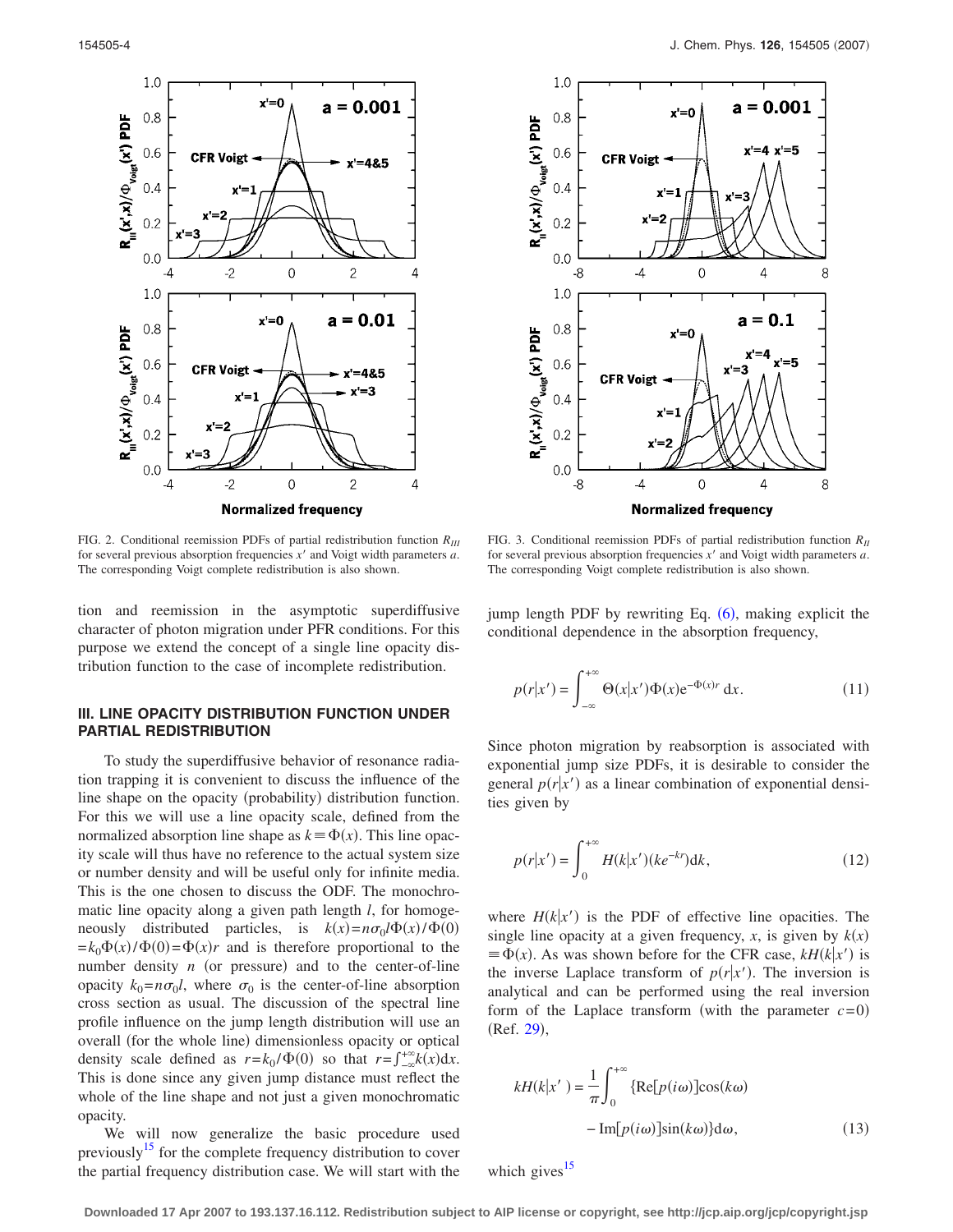FIG. 2. Conditional reemission PDFs of partial redistribution function $R_{III}$ for several previous absorption frequencies $x'$ and Voigt width parameters $a$. The corresponding Voigt complete redistribution is also shown.

FIG. 3. Conditional reemission PDFs of partial redistribution function $R_{II}$ for several previous absorption frequencies $x'$ and Voigt width parameters $a$. The corresponding Voigt complete redistribution is also shown.

tion and reemission in the asymptotic superdiffusive character of photon migration under PFR conditions. For this purpose we extend the concept of a single line opacity distribution function to the case of incomplete redistribution.

## III. LINE OPACITY DISTRIBUTION FUNCTION UNDER PARTIAL REDISTRIBUTION

To study the superdiffusive behavior of resonance radiation trapping it is convenient to discuss the influence of the line shape on the opacity (probability) distribution function. For this we will use a line opacity scale, defined from the normalized absorption line shape as $k \equiv \Phi(x)$. This line opacity scale will thus have no reference to the actual system size or number density and will be useful only for infinite media. This is the one chosen to discuss the ODF. The monochromatic line opacity along a given path length $l$, for homogeneously distributed particles, is $k(x) = n\sigma_0 l\Phi(x)/\Phi(0) = k_0\Phi(x)/\Phi(0) = \Phi(x)r$ and is therefore proportional to the number density $n$ (or pressure) and to the center-of-line opacity $k_0 = n\sigma_0 l$, where $\sigma_0$ is the center-of-line absorption cross section as usual. The discussion of the spectral line profile influence on the jump length distribution will use an overall (for the whole line) dimensionless opacity or optical density scale defined as $r = k_0/\Phi(0)$ so that $r = \int_{-\infty}^{+\infty} k(x)\mathrm{d}x$. This is done since any given jump distance must reflect the whole of the line shape and not just a given monochromatic opacity.

We will now generalize the basic procedure used previously[15] for the complete frequency distribution to cover the partial frequency distribution case. We will start with the jump length PDF by rewriting Eq. (6), making explicit the conditional dependence in the absorption frequency,

$$p(r|x') = \int_{-\infty}^{+\infty} \Theta(x|x')\Phi(x)\mathrm{e}^{-\Phi(x)r}\,\mathrm{d}x. \tag{11}$$

Since photon migration by reabsorption is associated with exponential jump size PDFs, it is desirable to consider the general $p(r|x')$ as a linear combination of exponential densities given by

$$p(r|x') = \int_0^{+\infty} H(k|x')(ke^{-kr})\mathrm{d}k, \tag{12}$$

where $H(k|x')$ is the PDF of effective line opacities. The single line opacity at a given frequency, $x$, is given by $k(x) \equiv \Phi(x)$. As was shown before for the CFR case, $kH(k|x')$ is the inverse Laplace transform of $p(r|x')$. The inversion is analytical and can be performed using the real inversion form of the Laplace transform (with the parameter $c=0$) (Ref. 29),

$$kH(k|x') = \frac{1}{\pi}\int_0^{+\infty} \{\mathrm{Re}[p(i\omega)]\cos(k\omega) - \mathrm{Im}[p(i\omega)]\sin(k\omega)\}\mathrm{d}\omega, \tag{13}$$

which gives[15]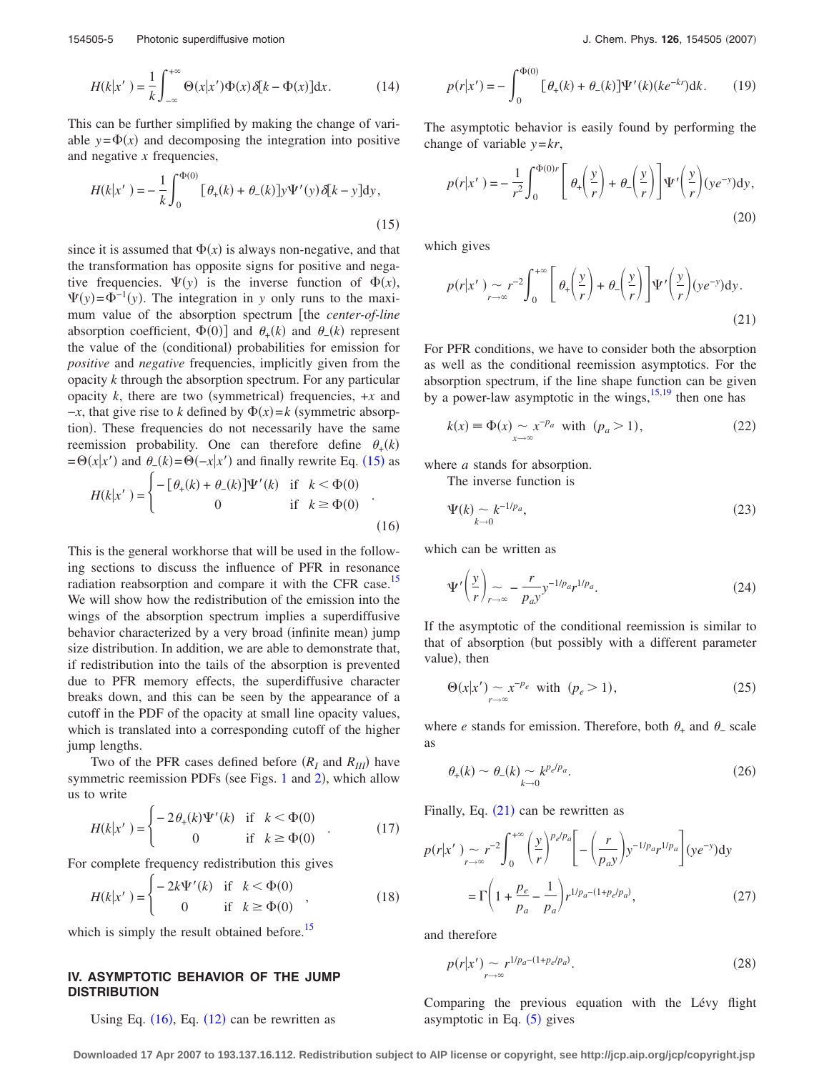$$H(k|x') = \frac{1}{k}\int_{-\infty}^{+\infty} \Theta(x|x')\Phi(x)\delta[k-\Phi(x)]\mathrm{d}x. \tag{14}$$

This can be further simplified by making the change of variable $y=\Phi(x)$ and decomposing the integration into positive and negative $x$ frequencies,

$$H(k|x') = -\frac{1}{k}\int_{0}^{\Phi(0)} [\theta_{+}(k)+\theta_{-}(k)]y\Psi'(y)\delta[k-y]\mathrm{d}y, \tag{15}$$

since it is assumed that $\Phi(x)$ is always non-negative, and that the transformation has opposite signs for positive and negative frequencies. $\Psi(y)$ is the inverse function of $\Phi(x)$, $\Psi(y)=\Phi^{-1}(y)$. The integration in $y$ only runs to the maximum value of the absorption spectrum [the *center-of-line* absorption coefficient, $\Phi(0)$] and $\theta_{+}(k)$ and $\theta_{-}(k)$ represent the value of the (conditional) probabilities for emission for *positive* and *negative* frequencies, implicitly given from the opacity $k$ through the absorption spectrum. For any particular opacity $k$, there are two (symmetrical) frequencies, $+x$ and $-x$, that give rise to $k$ defined by $\Phi(x)=k$ (symmetric absorption). These frequencies do not necessarily have the same reemission probability. One can therefore define $\theta_{+}(k)=\Theta(x|x')$ and $\theta_{-}(k)=\Theta(-x|x')$ and finally rewrite Eq. (15) as

$$H(k|x') = \begin{cases} -[\theta_{+}(k)+\theta_{-}(k)]\Psi'(k) & \text{if} \quad k<\Phi(0) \\ 0 & \text{if} \quad k \geq \Phi(0) \end{cases}. \tag{16}$$

This is the general workhorse that will be used in the following sections to discuss the influence of PFR in resonance radiation reabsorption and compare it with the CFR case.[15] We will show how the redistribution of the emission into the wings of the absorption spectrum implies a superdiffusive behavior characterized by a very broad (infinite mean) jump size distribution. In addition, we are able to demonstrate that, if redistribution into the tails of the absorption is prevented due to PFR memory effects, the superdiffusive character breaks down, and this can be seen by the appearance of a cutoff in the PDF of the opacity at small line opacity values, which is translated into a corresponding cutoff of the higher jump lengths.

Two of the PFR cases defined before ($R_I$ and $R_{III}$) have symmetric reemission PDFs (see Figs. 1 and 2), which allow us to write

$$H(k|x') = \begin{cases} -2\theta_{+}(k)\Psi'(k) & \text{if} \quad k<\Phi(0) \\ 0 & \text{if} \quad k \geq \Phi(0) \end{cases}. \tag{17}$$

For complete frequency redistribution this gives

$$H(k|x') = \begin{cases} -2k\Psi'(k) & \text{if} \quad k<\Phi(0) \\ 0 & \text{if} \quad k \geq \Phi(0) \end{cases}, \tag{18}$$

which is simply the result obtained before.[15]

## IV. ASYMPTOTIC BEHAVIOR OF THE JUMP DISTRIBUTION

Using Eq. (16), Eq. (12) can be rewritten as

$$p(r|x') = -\int_{0}^{\Phi(0)} [\theta_{+}(k)+\theta_{-}(k)]\Psi'(k)(ke^{-kr})\mathrm{d}k. \tag{19}$$

The asymptotic behavior is easily found by performing the change of variable $y=kr$,

$$p(r|x') = -\frac{1}{r^2}\int_{0}^{\Phi(0)r}\left[\theta_{+}\left(\frac{y}{r}\right)+\theta_{-}\left(\frac{y}{r}\right)\right]\Psi'\left(\frac{y}{r}\right)(ye^{-y})\mathrm{d}y, \tag{20}$$

which gives

$$p(r|x') \underset{r\to\infty}{\sim} r^{-2}\int_{0}^{+\infty}\left[\theta_{+}\left(\frac{y}{r}\right)+\theta_{-}\left(\frac{y}{r}\right)\right]\Psi'\left(\frac{y}{r}\right)(ye^{-y})\mathrm{d}y. \tag{21}$$

For PFR conditions, we have to consider both the absorption as well as the conditional reemission asymptotics. For the absorption spectrum, if the line shape function can be given by a power-law asymptotic in the wings,[15,19] then one has

$$k(x) \equiv \Phi(x) \underset{x\to\infty}{\sim} x^{-p_a} \quad \text{with} \quad (p_a>1), \tag{22}$$

where $a$ stands for absorption.

The inverse function is

$$\Psi(k) \underset{k\to 0}{\sim} k^{-1/p_a}, \tag{23}$$

which can be written as

$$\Psi'\left(\frac{y}{r}\right) \underset{r\to\infty}{\sim} -\frac{r}{p_a y}y^{-1/p_a}r^{1/p_a}. \tag{24}$$

If the asymptotic of the conditional reemission is similar to that of absorption (but possibly with a different parameter value), then

$$\Theta(x|x') \underset{r\to\infty}{\sim} x^{-p_e} \quad \text{with} \quad (p_e>1), \tag{25}$$

where $e$ stands for emission. Therefore, both $\theta_{+}$ and $\theta_{-}$ scale as

$$\theta_{+}(k) \sim \theta_{-}(k) \underset{k\to 0}{\sim} k^{p_e/p_a}. \tag{26}$$

Finally, Eq. (21) can be rewritten as

$$\begin{aligned} p(r|x') &\underset{r\to\infty}{\sim} r^{-2}\int_{0}^{+\infty}\left(\frac{y}{r}\right)^{p_e/p_a}\left[-\left(\frac{r}{p_a y}\right)y^{-1/p_a}r^{1/p_a}\right](ye^{-y})\mathrm{d}y \\ &= \Gamma\left(1+\frac{p_e}{p_a}-\frac{1}{p_a}\right)r^{1/p_a-(1+p_e/p_a)}, \end{aligned} \tag{27}$$

and therefore

$$p(r|x') \underset{r\to\infty}{\sim} r^{1/p_a-(1+p_e/p_a)}. \tag{28}$$

Comparing the previous equation with the Lévy flight asymptotic in Eq. (5) gives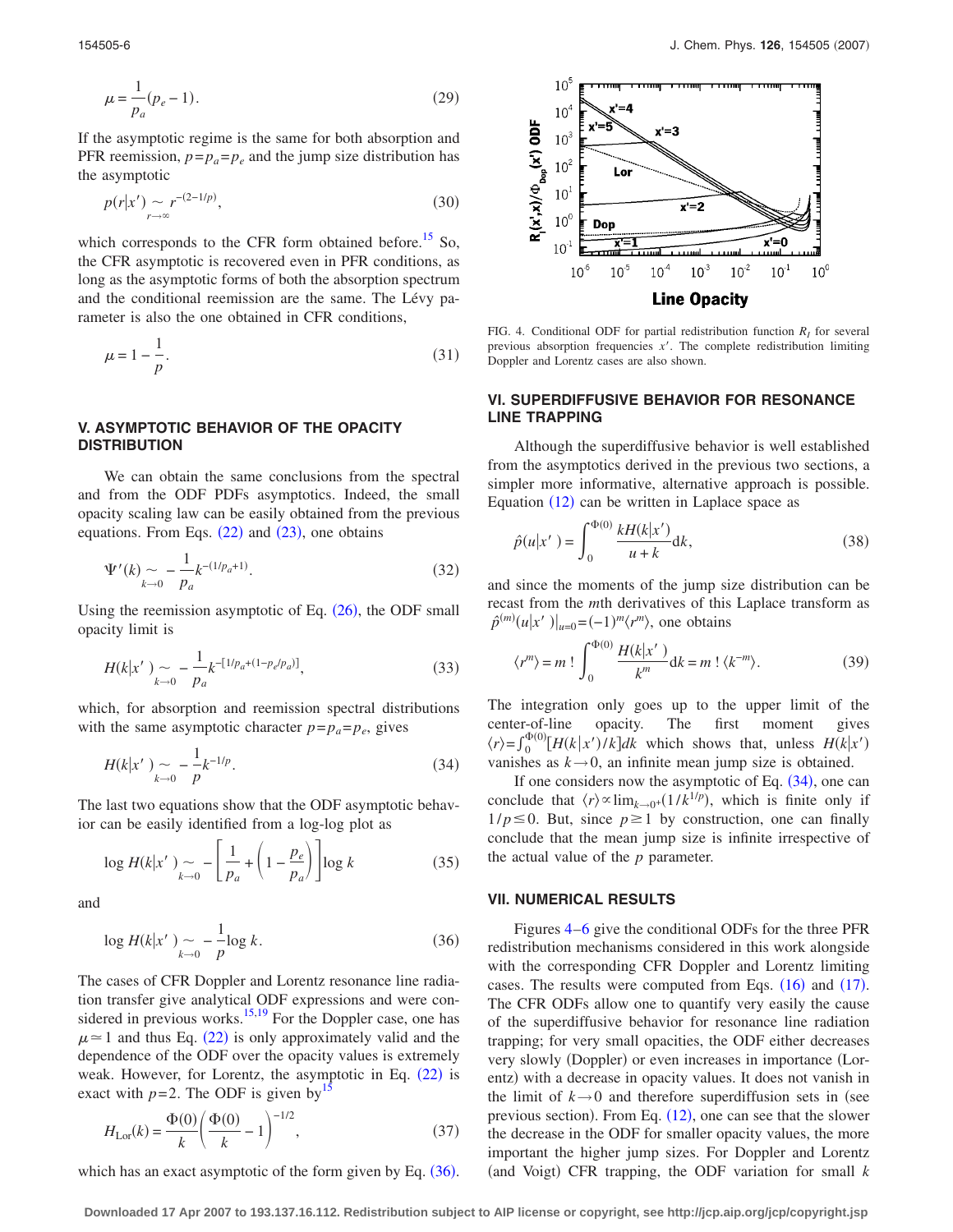$$\mu = \frac{1}{p_a}(p_e - 1). \tag{29}$$

If the asymptotic regime is the same for both absorption and PFR reemission, $p = p_a = p_e$ and the jump size distribution has the asymptotic

$$p(r|x') \underset{r\to\infty}{\sim} r^{-(2-1/p)}, \tag{30}$$

which corresponds to the CFR form obtained before.[15] So, the CFR asymptotic is recovered even in PFR conditions, as long as the asymptotic forms of both the absorption spectrum and the conditional reemission are the same. The Lévy parameter is also the one obtained in CFR conditions,

$$\mu = 1 - \frac{1}{p}. \tag{31}$$

## V. ASYMPTOTIC BEHAVIOR OF THE OPACITY DISTRIBUTION

We can obtain the same conclusions from the spectral and from the ODF PDFs asymptotics. Indeed, the small opacity scaling law can be easily obtained from the previous equations. From Eqs. (22) and (23), one obtains

$$\Psi'(k) \underset{k\to 0}{\sim} -\frac{1}{p_a} k^{-(1/p_a+1)}. \tag{32}$$

Using the reemission asymptotic of Eq. (26), the ODF small opacity limit is

$$H(k|x') \underset{k\to 0}{\sim} -\frac{1}{p_a} k^{-[1/p_a+(1-p_e/p_a)]}, \tag{33}$$

which, for absorption and reemission spectral distributions with the same asymptotic character $p = p_a = p_e$, gives

$$H(k|x') \underset{k\to 0}{\sim} -\frac{1}{p} k^{-1/p}. \tag{34}$$

The last two equations show that the ODF asymptotic behavior can be easily identified from a log-log plot as

$$\log H(k|x') \underset{k\to 0}{\sim} -\left[\frac{1}{p_a} + \left(1 - \frac{p_e}{p_a}\right)\right] \log k \tag{35}$$

and

$$\log H(k|x') \underset{k\to 0}{\sim} -\frac{1}{p} \log k. \tag{36}$$

The cases of CFR Doppler and Lorentz resonance line radiation transfer give analytical ODF expressions and were considered in previous works.[15,19] For the Doppler case, one has $\mu \simeq 1$ and thus Eq. (22) is only approximately valid and the dependence of the ODF over the opacity values is extremely weak. However, for Lorentz, the asymptotic in Eq. (22) is exact with $p=2$. The ODF is given by[15]

$$H_{\mathrm{Lor}}(k) = \frac{\Phi(0)}{k}\left(\frac{\Phi(0)}{k} - 1\right)^{-1/2}, \tag{37}$$

which has an exact asymptotic of the form given by Eq. (36).

FIG. 4. Conditional ODF for partial redistribution function $R_I$ for several previous absorption frequencies $x'$. The complete redistribution limiting Doppler and Lorentz cases are also shown.

## VI. SUPERDIFFUSIVE BEHAVIOR FOR RESONANCE LINE TRAPPING

Although the superdiffusive behavior is well established from the asymptotics derived in the previous two sections, a simpler more informative, alternative approach is possible. Equation (12) can be written in Laplace space as

$$\hat{p}(u|x') = \int_0^{\Phi(0)} \frac{kH(k|x')}{u+k} \mathrm{d}k, \tag{38}$$

and since the moments of the jump size distribution can be recast from the $m$th derivatives of this Laplace transform as $\hat{p}^{(m)}(u|x')|_{u=0} = (-1)^m \langle r^m \rangle$, one obtains

$$\langle r^m \rangle = m! \int_0^{\Phi(0)} \frac{H(k|x')}{k^m} \mathrm{d}k = m! \langle k^{-m} \rangle. \tag{39}$$

The integration only goes up to the upper limit of the center-of-line opacity. The first moment gives $\langle r \rangle = \int_0^{\Phi(0)} [H(k|x')/k] dk$ which shows that, unless $H(k|x')$ vanishes as $k \to 0$, an infinite mean jump size is obtained.

If one considers now the asymptotic of Eq. (34), one can conclude that $\langle r \rangle \propto \lim_{k\to 0^+}(1/k^{1/p})$, which is finite only if $1/p \leq 0$. But, since $p \geq 1$ by construction, one can finally conclude that the mean jump size is infinite irrespective of the actual value of the $p$ parameter.

## VII. NUMERICAL RESULTS

Figures 4–6 give the conditional ODFs for the three PFR redistribution mechanisms considered in this work alongside with the corresponding CFR Doppler and Lorentz limiting cases. The results were computed from Eqs. (16) and (17). The CFR ODFs allow one to quantify very easily the cause of the superdiffusive behavior for resonance line radiation trapping; for very small opacities, the ODF either decreases very slowly (Doppler) or even increases in importance (Lorentz) with a decrease in opacity values. It does not vanish in the limit of $k \to 0$ and therefore superdiffusion sets in (see previous section). From Eq. (12), one can see that the slower the decrease in the ODF for smaller opacity values, the more important the higher jump sizes. For Doppler and Lorentz (and Voigt) CFR trapping, the ODF variation for small $k$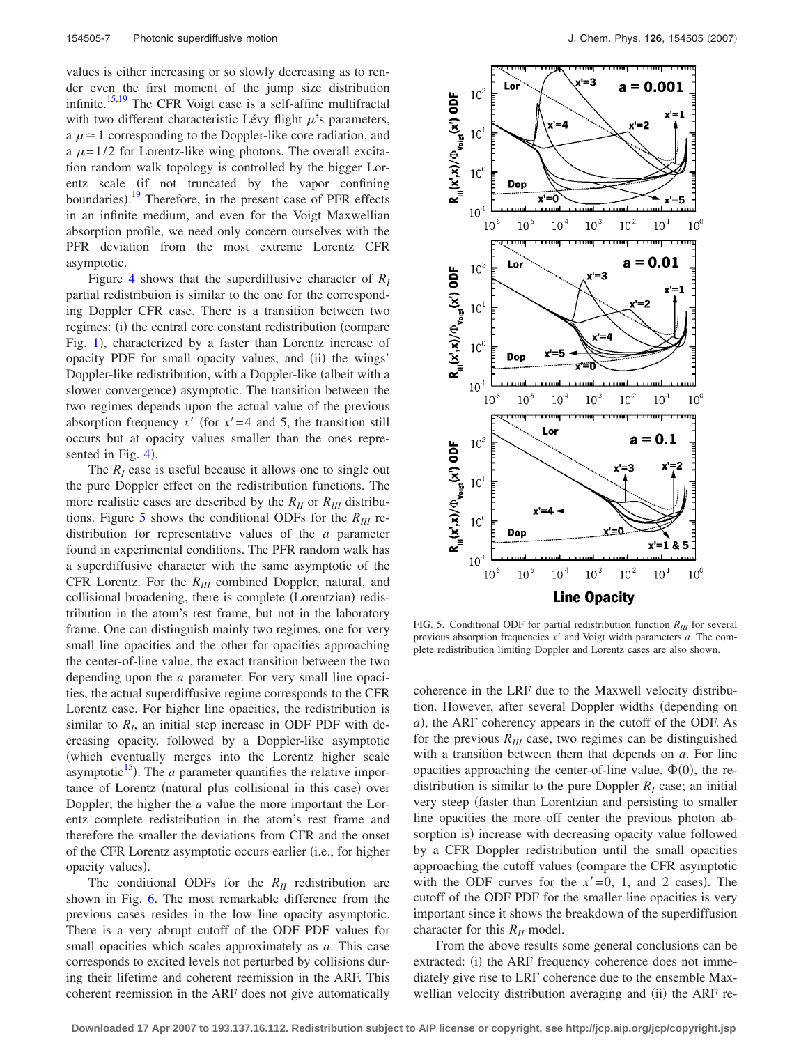values is either increasing or so slowly decreasing as to render even the first moment of the jump size distribution infinite.[15,19] The CFR Voigt case is a self-affine multifractal with two different characteristic Lévy flight $\mu$'s parameters, a $\mu \simeq 1$ corresponding to the Doppler-like core radiation, and a $\mu = 1/2$ for Lorentz-like wing photons. The overall excitation random walk topology is controlled by the bigger Lorentz scale (if not truncated by the vapor confining boundaries).[19] Therefore, in the present case of PFR effects in an infinite medium, and even for the Voigt Maxwellian absorption profile, we need only concern ourselves with the PFR deviation from the most extreme Lorentz CFR asymptotic.

Figure 4 shows that the superdiffusive character of $R_I$ partial redistribuion is similar to the one for the corresponding Doppler CFR case. There is a transition between two regimes: (i) the central core constant redistribution (compare Fig. 1), characterized by a faster than Lorentz increase of opacity PDF for small opacity values, and (ii) the wings' Doppler-like redistribution, with a Doppler-like (albeit with a slower convergence) asymptotic. The transition between the two regimes depends upon the actual value of the previous absorption frequency $x'$ (for $x'=4$ and 5, the transition still occurs but at opacity values smaller than the ones represented in Fig. 4).

The $R_I$ case is useful because it allows one to single out the pure Doppler effect on the redistribution functions. The more realistic cases are described by the $R_{II}$ or $R_{III}$ distributions. Figure 5 shows the conditional ODFs for the $R_{III}$ redistribution for representative values of the $a$ parameter found in experimental conditions. The PFR random walk has a superdiffusive character with the same asymptotic of the CFR Lorentz. For the $R_{III}$ combined Doppler, natural, and collisional broadening, there is complete (Lorentzian) redistribution in the atom's rest frame, but not in the laboratory frame. One can distinguish mainly two regimes, one for very small line opacities and the other for opacities approaching the center-of-line value, the exact transition between the two depending upon the $a$ parameter. For very small line opacities, the actual superdiffusive regime corresponds to the CFR Lorentz case. For higher line opacities, the redistribution is similar to $R_I$, an initial step increase in ODF PDF with decreasing opacity, followed by a Doppler-like asymptotic (which eventually merges into the Lorentz higher scale asymptotic[15]). The $a$ parameter quantifies the relative importance of Lorentz (natural plus collisional in this case) over Doppler; the higher the $a$ value the more important the Lorentz complete redistribution in the atom's rest frame and therefore the smaller the deviations from CFR and the onset of the CFR Lorentz asymptotic occurs earlier (i.e., for higher opacity values).

The conditional ODFs for the $R_{II}$ redistribution are shown in Fig. 6. The most remarkable difference from the previous cases resides in the low line opacity asymptotic. There is a very abrupt cutoff of the ODF PDF values for small opacities which scales approximately as $a$. This case corresponds to excited levels not perturbed by collisions during their lifetime and coherent reemission in the ARF. This coherent reemission in the ARF does not give automatically

FIG. 5. Conditional ODF for partial redistribution function $R_{III}$ for several previous absorption frequencies $x'$ and Voigt width parameters $a$. The complete redistribution limiting Doppler and Lorentz cases are also shown.

coherence in the LRF due to the Maxwell velocity distribution. However, after several Doppler widths (depending on $a$), the ARF coherency appears in the cutoff of the ODF. As for the previous $R_{III}$ case, two regimes can be distinguished with a transition between them that depends on $a$. For line opacities approaching the center-of-line value, $\Phi(0)$, the redistribution is similar to the pure Doppler $R_I$ case; an initial very steep (faster than Lorentzian and persisting to smaller line opacities the more off center the previous photon absorption is) increase with decreasing opacity value followed by a CFR Doppler redistribution until the small opacities approaching the cutoff values (compare the CFR asymptotic with the ODF curves for the $x'=0$, 1, and 2 cases). The cutoff of the ODF PDF for the smaller line opacities is very important since it shows the breakdown of the superdiffusion character for this $R_{II}$ model.

From the above results some general conclusions can be extracted: (i) the ARF frequency coherence does not immediately give rise to LRF coherence due to the ensemble Maxwellian velocity distribution averaging and (ii) the ARF re-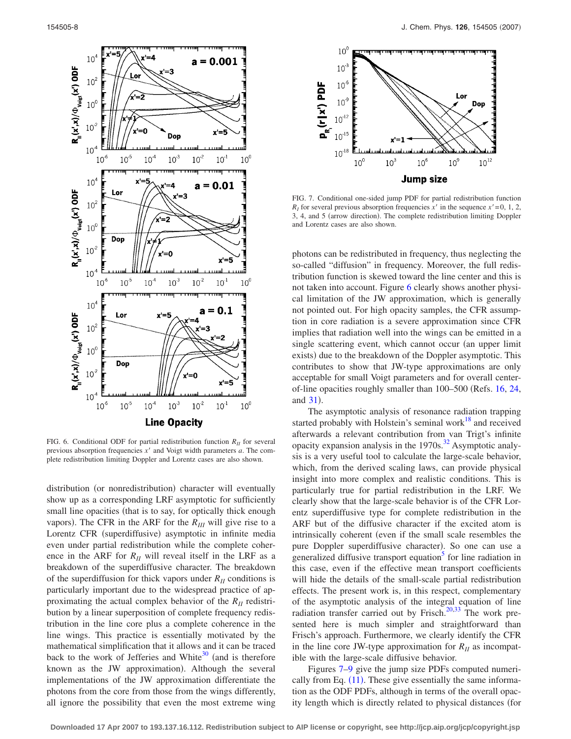FIG. 6. Conditional ODF for partial redistribution function $R_{II}$ for several previous absorption frequencies $x'$ and Voigt width parameters $a$. The complete redistribution limiting Doppler and Lorentz cases are also shown.

distribution (or nonredistribution) character will eventually show up as a corresponding LRF asymptotic for sufficiently small line opacities (that is to say, for optically thick enough vapors). The CFR in the ARF for the $R_{III}$ will give rise to a Lorentz CFR (superdiffusive) asymptotic in infinite media even under partial redistribution while the complete coherence in the ARF for $R_{II}$ will reveal itself in the LRF as a breakdown of the superdiffusive character. The breakdown of the superdiffusion for thick vapors under $R_{II}$ conditions is particularly important due to the widespread practice of approximating the actual complex behavior of the $R_{II}$ redistribution by a linear superposition of complete frequency redistribution in the line core plus a complete coherence in the line wings. This practice is essentially motivated by the mathematical simplification that it allows and it can be traced back to the work of Jefferies and White[30] (and is therefore known as the JW approximation). Although the several implementations of the JW approximation differentiate the photons from the core from those from the wings differently, all ignore the possibility that even the most extreme wing

FIG. 7. Conditional one-sided jump PDF for partial redistribution function $R_I$ for several previous absorption frequencies $x'$ in the sequence $x'=0$, 1, 2, 3, 4, and 5 (arrow direction). The complete redistribution limiting Doppler and Lorentz cases are also shown.

photons can be redistributed in frequency, thus neglecting the so-called "diffusion" in frequency. Moreover, the full redistribution function is skewed toward the line center and this is not taken into account. Figure 6 clearly shows another physical limitation of the JW approximation, which is generally not pointed out. For high opacity samples, the CFR assumption in core radiation is a severe approximation since CFR implies that radiation well into the wings can be emitted in a single scattering event, which cannot occur (an upper limit exists) due to the breakdown of the Doppler asymptotic. This contributes to show that JW-type approximations are only acceptable for small Voigt parameters and for overall center-of-line opacities roughly smaller than 100–500 (Refs. 16, 24, and 31).

The asymptotic analysis of resonance radiation trapping started probably with Holstein's seminal work[18] and received afterwards a relevant contribution from van Trigt's infinite opacity expansion analysis in the 1970s.[32] Asymptotic analysis is a very useful tool to calculate the large-scale behavior, which, from the derived scaling laws, can provide physical insight into more complex and realistic conditions. This is particularly true for partial redistribution in the LRF. We clearly show that the large-scale behavior is of the CFR Lorentz superdiffusive type for complete redistribution in the ARF but of the diffusive character if the excited atom is intrinsically coherent (even if the small scale resembles the pure Doppler superdiffusive character). So one can use a generalized diffusive transport equation[5] for line radiation in this case, even if the effective mean transport coefficients will hide the details of the small-scale partial redistribution effects. The present work is, in this respect, complementary of the asymptotic analysis of the integral equation of line radiation transfer carried out by Frisch.[20,33] The work presented here is much simpler and straightforward than Frisch's approach. Furthermore, we clearly identify the CFR in the line core JW-type approximation for $R_{II}$ as incompatible with the large-scale diffusive behavior.

Figures 7–9 give the jump size PDFs computed numerically from Eq. (11). These give essentially the same information as the ODF PDFs, although in terms of the overall opacity length which is directly related to physical distances (for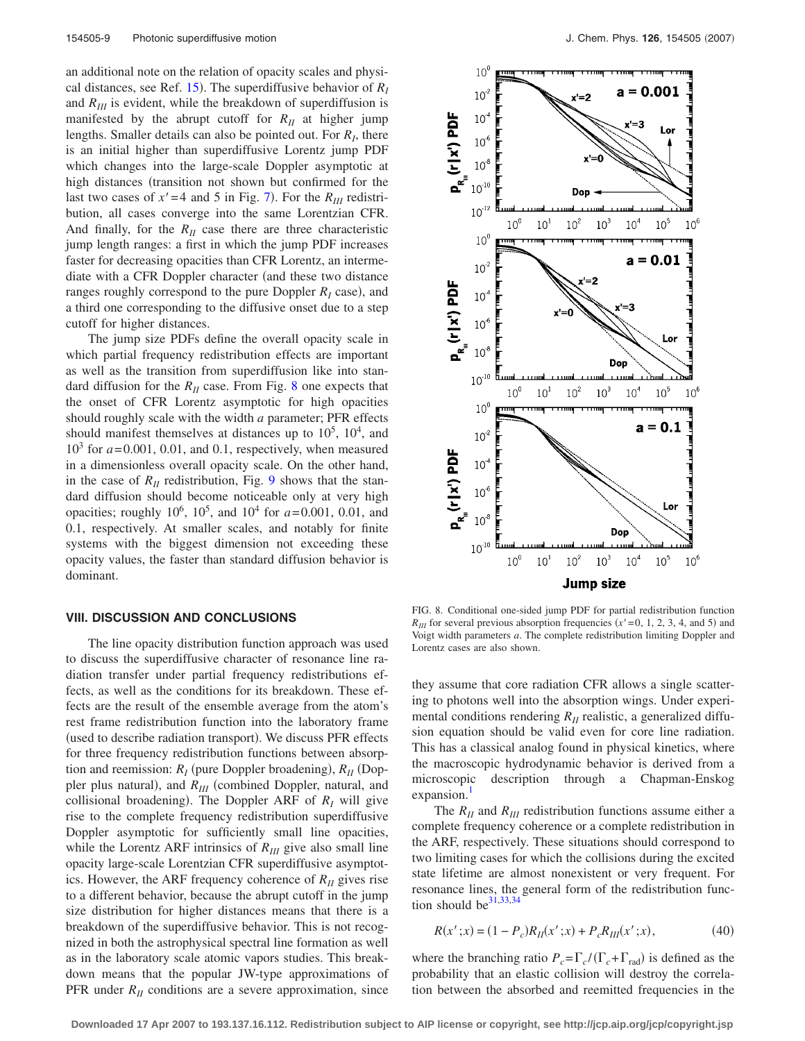an additional note on the relation of opacity scales and physical distances, see Ref. 15). The superdiffusive behavior of $R_I$ and $R_{III}$ is evident, while the breakdown of superdiffusion is manifested by the abrupt cutoff for $R_{II}$ at higher jump lengths. Smaller details can also be pointed out. For $R_I$, there is an initial higher than superdiffusive Lorentz jump PDF which changes into the large-scale Doppler asymptotic at high distances (transition not shown but confirmed for the last two cases of $x'=4$ and 5 in Fig. 7). For the $R_{III}$ redistribution, all cases converge into the same Lorentzian CFR. And finally, for the $R_{II}$ case there are three characteristic jump length ranges: a first in which the jump PDF increases faster for decreasing opacities than CFR Lorentz, an intermediate with a CFR Doppler character (and these two distance ranges roughly correspond to the pure Doppler $R_I$ case), and a third one corresponding to the diffusive onset due to a step cutoff for higher distances.

The jump size PDFs define the overall opacity scale in which partial frequency redistribution effects are important as well as the transition from superdiffusion like into standard diffusion for the $R_{II}$ case. From Fig. 8 one expects that the onset of CFR Lorentz asymptotic for high opacities should roughly scale with the width $a$ parameter; PFR effects should manifest themselves at distances up to $10^5$, $10^4$, and $10^3$ for $a=0.001$, 0.01, and 0.1, respectively, when measured in a dimensionless overall opacity scale. On the other hand, in the case of $R_{II}$ redistribution, Fig. 9 shows that the standard diffusion should become noticeable only at very high opacities; roughly $10^6$, $10^5$, and $10^4$ for $a=0.001$, 0.01, and 0.1, respectively. At smaller scales, and notably for finite systems with the biggest dimension not exceeding these opacity values, the faster than standard diffusion behavior is dominant.

FIG. 8. Conditional one-sided jump PDF for partial redistribution function $R_{III}$ for several previous absorption frequencies ($x'=0$, 1, 2, 3, 4, and 5) and Voigt width parameters $a$. The complete redistribution limiting Doppler and Lorentz cases are also shown.

## VIII. DISCUSSION AND CONCLUSIONS

The line opacity distribution function approach was used to discuss the superdiffusive character of resonance line radiation transfer under partial frequency redistributions effects, as well as the conditions for its breakdown. These effects are the result of the ensemble average from the atom's rest frame redistribution function into the laboratory frame (used to describe radiation transport). We discuss PFR effects for three frequency redistribution functions between absorption and reemission: $R_I$ (pure Doppler broadening), $R_{II}$ (Doppler plus natural), and $R_{III}$ (combined Doppler, natural, and collisional broadening). The Doppler ARF of $R_I$ will give rise to the complete frequency redistribution superdiffusive Doppler asymptotic for sufficiently small line opacities, while the Lorentz ARF intrinsics of $R_{III}$ give also small line opacity large-scale Lorentzian CFR superdiffusive asymptotics. However, the ARF frequency coherence of $R_{II}$ gives rise to a different behavior, because the abrupt cutoff in the jump size distribution for higher distances means that there is a breakdown of the superdiffusive behavior. This is not recognized in both the astrophysical spectral line formation as well as in the laboratory scale atomic vapors studies. This breakdown means that the popular JW-type approximations of PFR under $R_{II}$ conditions are a severe approximation, since they assume that core radiation CFR allows a single scattering to photons well into the absorption wings. Under experimental conditions rendering $R_{II}$ realistic, a generalized diffusion equation should be valid even for core line radiation. This has a classical analog found in physical kinetics, where the macroscopic hydrodynamic behavior is derived from a microscopic description through a Chapman-Enskog expansion.[1]

The $R_{II}$ and $R_{III}$ redistribution functions assume either a complete frequency coherence or a complete redistribution in the ARF, respectively. These situations should correspond to two limiting cases for which the collisions during the excited state lifetime are almost nonexistent or very frequent. For resonance lines, the general form of the redistribution function should be[31,33,34]

$$R(x';x) = (1-P_c)R_{II}(x';x) + P_c R_{III}(x';x), \tag{40}$$

where the branching ratio $P_c=\Gamma_c/(\Gamma_c+\Gamma_{\rm rad})$ is defined as the probability that an elastic collision will destroy the correlation between the absorbed and reemitted frequencies in the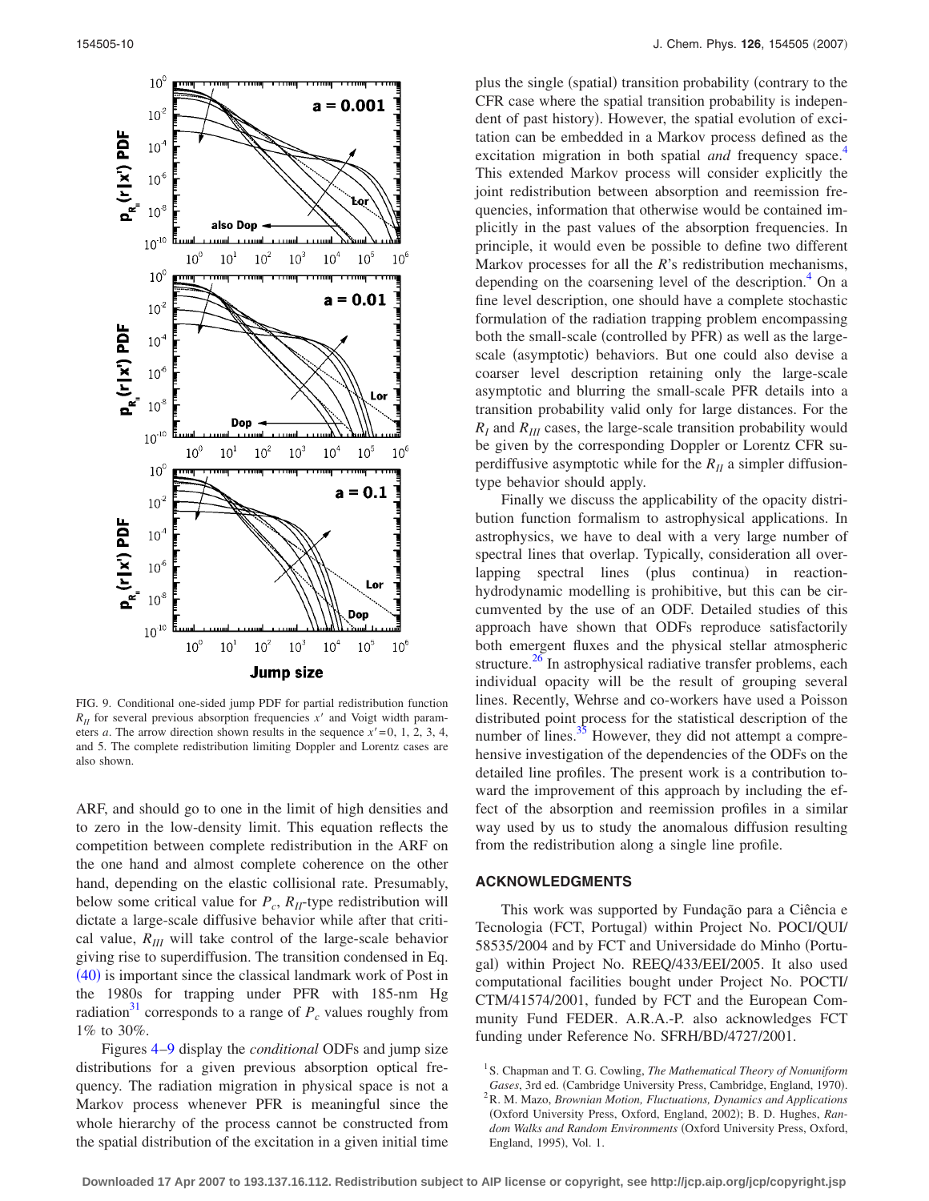FIG. 9. Conditional one-sided jump PDF for partial redistribution function $R_{II}$ for several previous absorption frequencies $x'$ and Voigt width parameters $a$. The arrow direction shown results in the sequence $x'=0$, 1, 2, 3, 4, and 5. The complete redistribution limiting Doppler and Lorentz cases are also shown.

ARF, and should go to one in the limit of high densities and to zero in the low-density limit. This equation reflects the competition between complete redistribution in the ARF on the one hand and almost complete coherence on the other hand, depending on the elastic collisional rate. Presumably, below some critical value for $P_c$, $R_{II}$-type redistribution will dictate a large-scale diffusive behavior while after that critical value, $R_{III}$ will take control of the large-scale behavior giving rise to superdiffusion. The transition condensed in Eq. (40) is important since the classical landmark work of Post in the 1980s for trapping under PFR with 185-nm Hg radiation[31] corresponds to a range of $P_c$ values roughly from 1% to 30%.

Figures 4–9 display the *conditional* ODFs and jump size distributions for a given previous absorption optical frequency. The radiation migration in physical space is not a Markov process whenever PFR is meaningful since the whole hierarchy of the process cannot be constructed from the spatial distribution of the excitation in a given initial time plus the single (spatial) transition probability (contrary to the CFR case where the spatial transition probability is independent of past history). However, the spatial evolution of excitation can be embedded in a Markov process defined as the excitation migration in both spatial *and* frequency space.[4] This extended Markov process will consider explicitly the joint redistribution between absorption and reemission frequencies, information that otherwise would be contained implicitly in the past values of the absorption frequencies. In principle, it would even be possible to define two different Markov processes for all the *R*'s redistribution mechanisms, depending on the coarsening level of the description.[4] On a fine level description, one should have a complete stochastic formulation of the radiation trapping problem encompassing both the small-scale (controlled by PFR) as well as the large-scale (asymptotic) behaviors. But one could also devise a coarser level description retaining only the large-scale asymptotic and blurring the small-scale PFR details into a transition probability valid only for large distances. For the $R_I$ and $R_{III}$ cases, the large-scale transition probability would be given by the corresponding Doppler or Lorentz CFR superdiffusive asymptotic while for the $R_{II}$ a simpler diffusion-type behavior should apply.

Finally we discuss the applicability of the opacity distribution function formalism to astrophysical applications. In astrophysics, we have to deal with a very large number of spectral lines that overlap. Typically, consideration all overlapping spectral lines (plus continua) in reaction-hydrodynamic modelling is prohibitive, but this can be circumvented by the use of an ODF. Detailed studies of this approach have shown that ODFs reproduce satisfactorily both emergent fluxes and the physical stellar atmospheric structure.[26] In astrophysical radiative transfer problems, each individual opacity will be the result of grouping several lines. Recently, Wehrse and co-workers have used a Poisson distributed point process for the statistical description of the number of lines.[35] However, they did not attempt a comprehensive investigation of the dependencies of the ODFs on the detailed line profiles. The present work is a contribution toward the improvement of this approach by including the effect of the absorption and reemission profiles in a similar way used by us to study the anomalous diffusion resulting from the redistribution along a single line profile.

## ACKNOWLEDGMENTS

This work was supported by Fundação para a Ciência e Tecnologia (FCT, Portugal) within Project No. POCI/QUI/58535/2004 and by FCT and Universidade do Minho (Portugal) within Project No. REEQ/433/EEI/2005. It also used computational facilities bought under Project No. POCTI/CTM/41574/2001, funded by FCT and the European Community Fund FEDER. A.R.A.-P. also acknowledges FCT funding under Reference No. SFRH/BD/4727/2001.

[1] S. Chapman and T. G. Cowling, *The Mathematical Theory of Nonuniform Gases*, 3rd ed. (Cambridge University Press, Cambridge, England, 1970).

[2] R. M. Mazo, *Brownian Motion, Fluctuations, Dynamics and Applications* (Oxford University Press, Oxford, England, 2002); B. D. Hughes, *Random Walks and Random Environments* (Oxford University Press, Oxford, England, 1995), Vol. 1.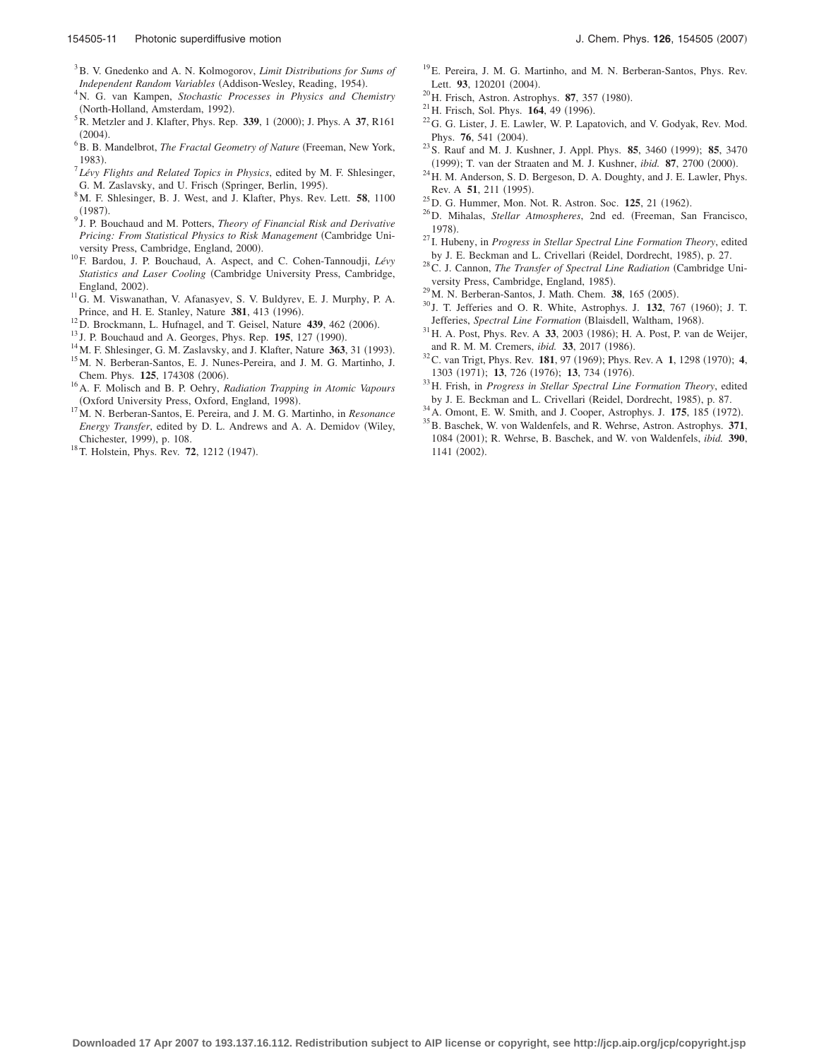[3] B. V. Gnedenko and A. N. Kolmogorov, *Limit Distributions for Sums of Independent Random Variables* (Addison-Wesley, Reading, 1954).

[4] N. G. van Kampen, *Stochastic Processes in Physics and Chemistry* (North-Holland, Amsterdam, 1992).

[5] R. Metzler and J. Klafter, Phys. Rep. **339**, 1 (2000); J. Phys. A **37**, R161 (2004).

[6] B. B. Mandelbrot, *The Fractal Geometry of Nature* (Freeman, New York, 1983).

[7] *Lévy Flights and Related Topics in Physics*, edited by M. F. Shlesinger, G. M. Zaslavsky, and U. Frisch (Springer, Berlin, 1995).

[8] M. F. Shlesinger, B. J. West, and J. Klafter, Phys. Rev. Lett. **58**, 1100 (1987).

[9] J. P. Bouchaud and M. Potters, *Theory of Financial Risk and Derivative Pricing: From Statistical Physics to Risk Management* (Cambridge University Press, Cambridge, England, 2000).

[10] F. Bardou, J. P. Bouchaud, A. Aspect, and C. Cohen-Tannoudji, *Lévy Statistics and Laser Cooling* (Cambridge University Press, Cambridge, England, 2002).

[11] G. M. Viswanathan, V. Afanasyev, S. V. Buldyrev, E. J. Murphy, P. A. Prince, and H. E. Stanley, Nature **381**, 413 (1996).

[12] D. Brockmann, L. Hufnagel, and T. Geisel, Nature **439**, 462 (2006).

[13] J. P. Bouchaud and A. Georges, Phys. Rep. **195**, 127 (1990).

[14] M. F. Shlesinger, G. M. Zaslavsky, and J. Klafter, Nature **363**, 31 (1993).

[15] M. N. Berberan-Santos, E. J. Nunes-Pereira, and J. M. G. Martinho, J. Chem. Phys. **125**, 174308 (2006).

[16] A. F. Molisch and B. P. Oehry, *Radiation Trapping in Atomic Vapours* (Oxford University Press, Oxford, England, 1998).

[17] M. N. Berberan-Santos, E. Pereira, and J. M. G. Martinho, in *Resonance Energy Transfer*, edited by D. L. Andrews and A. A. Demidov (Wiley, Chichester, 1999), p. 108.

[18] T. Holstein, Phys. Rev. **72**, 1212 (1947).

[19] E. Pereira, J. M. G. Martinho, and M. N. Berberan-Santos, Phys. Rev. Lett. **93**, 120201 (2004).

[20] H. Frisch, Astron. Astrophys. **87**, 357 (1980).

[21] H. Frisch, Sol. Phys. **164**, 49 (1996).

[22] G. G. Lister, J. E. Lawler, W. P. Lapatovich, and V. Godyak, Rev. Mod. Phys. **76**, 541 (2004).

[23] S. Rauf and M. J. Kushner, J. Appl. Phys. **85**, 3460 (1999); **85**, 3470 (1999); T. van der Straaten and M. J. Kushner, *ibid.* **87**, 2700 (2000).

[24] H. M. Anderson, S. D. Bergeson, D. A. Doughty, and J. E. Lawler, Phys. Rev. A **51**, 211 (1995).

[25] D. G. Hummer, Mon. Not. R. Astron. Soc. **125**, 21 (1962).

[26] D. Mihalas, *Stellar Atmospheres*, 2nd ed. (Freeman, San Francisco, 1978).

[27] I. Hubeny, in *Progress in Stellar Spectral Line Formation Theory*, edited by J. E. Beckman and L. Crivellari (Reidel, Dordrecht, 1985), p. 27.

[28] C. J. Cannon, *The Transfer of Spectral Line Radiation* (Cambridge University Press, Cambridge, England, 1985).

[29] M. N. Berberan-Santos, J. Math. Chem. **38**, 165 (2005).

[30] J. T. Jefferies and O. R. White, Astrophys. J. **132**, 767 (1960); J. T. Jefferies, *Spectral Line Formation* (Blaisdell, Waltham, 1968).

[31] H. A. Post, Phys. Rev. A **33**, 2003 (1986); H. A. Post, P. van de Weijer, and R. M. M. Cremers, *ibid.* **33**, 2017 (1986).

[32] C. van Trigt, Phys. Rev. **181**, 97 (1969); Phys. Rev. A **1**, 1298 (1970); **4**, 1303 (1971); **13**, 726 (1976); **13**, 734 (1976).

[33] H. Frish, in *Progress in Stellar Spectral Line Formation Theory*, edited by J. E. Beckman and L. Crivellari (Reidel, Dordrecht, 1985), p. 87.

[34] A. Omont, E. W. Smith, and J. Cooper, Astrophys. J. **175**, 185 (1972).

[35] B. Baschek, W. von Waldenfels, and R. Wehrse, Astron. Astrophys. **371**, 1084 (2001); R. Wehrse, B. Baschek, and W. von Waldenfels, *ibid.* **390**, 1141 (2002).